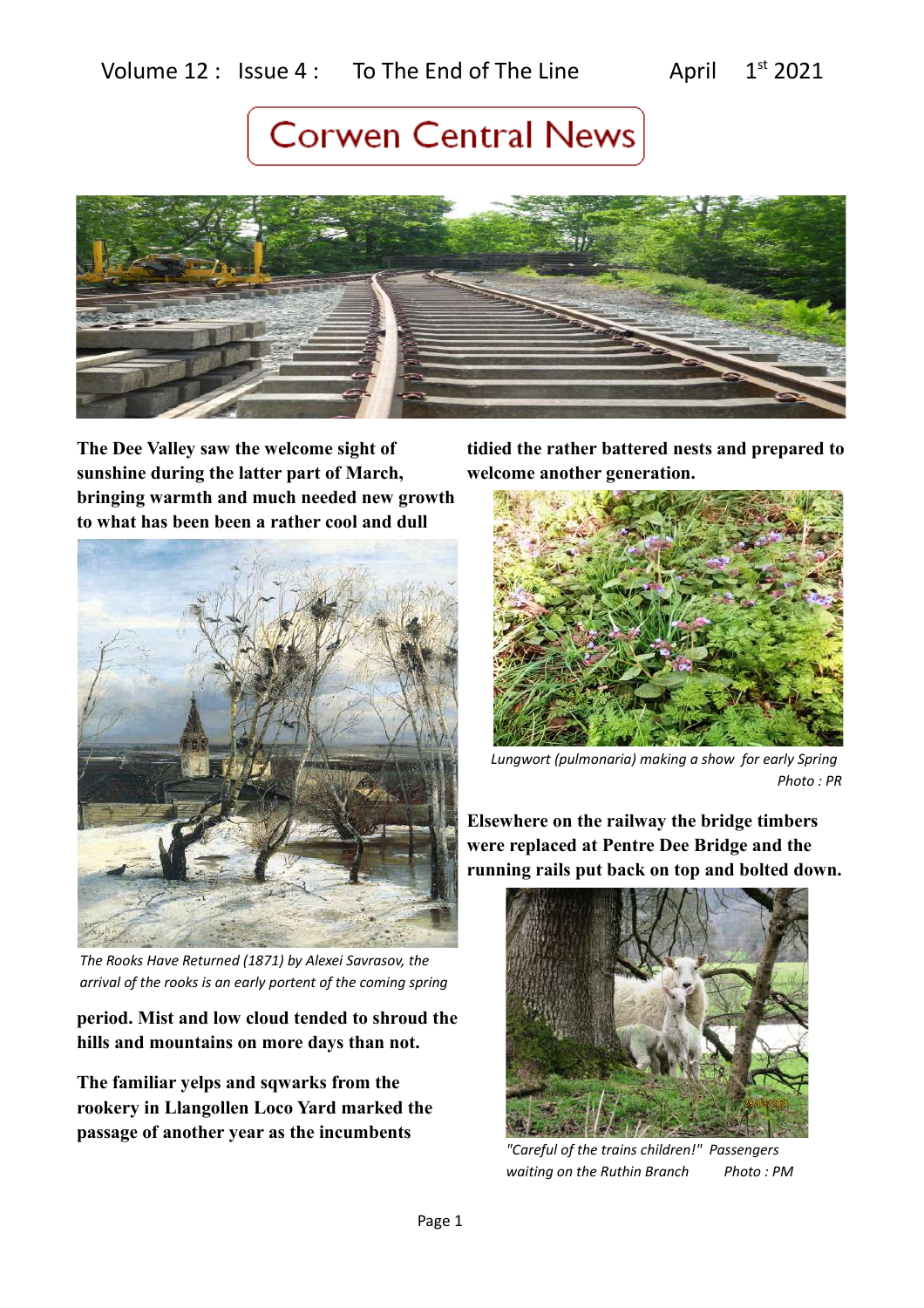Volume 12 : Issue 4 : To The End of The Line April 1st 2021

# Corwen Central News

**The Dee Valley saw the welcome sight of sunshine during the latter part of March, bringing warmth and much needed new growth to what has been been a rather cool and dull**

*The Rooks Have Returned (1871) by Alexei Savrasov, the arrival of the rooks is an early portent of the coming spring*

**period. Mist and low cloud tended to shroud the hills and mountains on more days than not.**

**The familiar yelps and sqwarks from the rookery in Llangollen Loco Yard marked the passage of another year as the incumbents tidied the rather battered nests and prepared to welcome another generation.**

*Lungwort (pulmonaria) making a show for early Spring Photo : PR*

**Elsewhere on the railway the bridge timbers were replaced at Pentre Dee Bridge and the running rails put back on top and bolted down.**

*"Careful of the trains children!" Passengers waiting on the Ruthin Branch Photo : PM*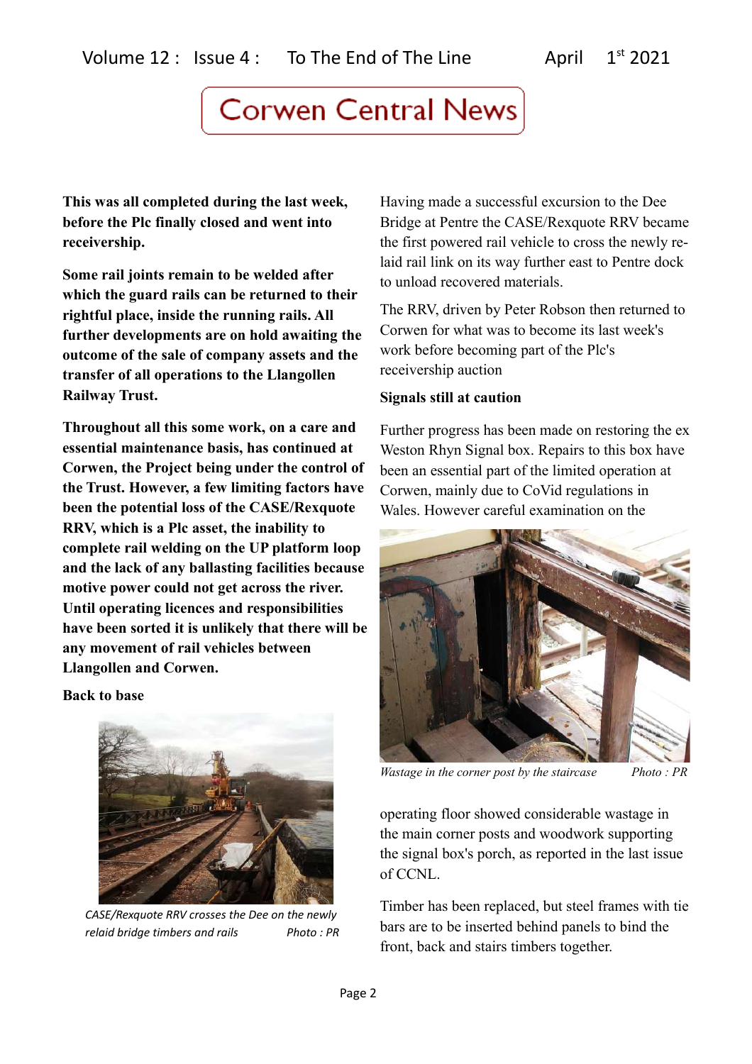**This was all completed during the last week, before the Plc finally closed and went into receivership.**

**Some rail joints remain to be welded after which the guard rails can be returned to their rightful place, inside the running rails. All further developments are on hold awaiting the outcome of the sale of company assets and the transfer of all operations to the Llangollen Railway Trust.**

**Throughout all this some work, on a care and essential maintenance basis, has continued at Corwen, the Project being under the control of the Trust. However, a few limiting factors have been the potential loss of the CASE/Rexquote RRV, which is a Plc asset, the inability to complete rail welding on the UP platform loop and the lack of any ballasting facilities because motive power could not get across the river. Until operating licences and responsibilities have been sorted it is unlikely that there will be any movement of rail vehicles between Llangollen and Corwen.**

**Back to base**

*CASE/Rexquote RRV crosses the Dee on the newly relaid bridge timbers and rails* *Photo : PR*

Having made a successful excursion to the Dee Bridge at Pentre the CASE/Rexquote RRV became the first powered rail vehicle to cross the newly re-laid rail link on its way further east to Pentre dock to unload recovered materials.

The RRV, driven by Peter Robson then returned to Corwen for what was to become its last week's work before becoming part of the Plc's receivership auction

**Signals still at caution**

Further progress has been made on restoring the ex Weston Rhyn Signal box. Repairs to this box have been an essential part of the limited operation at Corwen, mainly due to CoVid regulations in Wales. However careful examination on the operating floor showed considerable wastage in the main corner posts and woodwork supporting the signal box's porch, as reported in the last issue of CCNL.

*Wastage in the corner post by the staircase* *Photo : PR*

Timber has been replaced, but steel frames with tie bars are to be inserted behind panels to bind the front, back and stairs timbers together.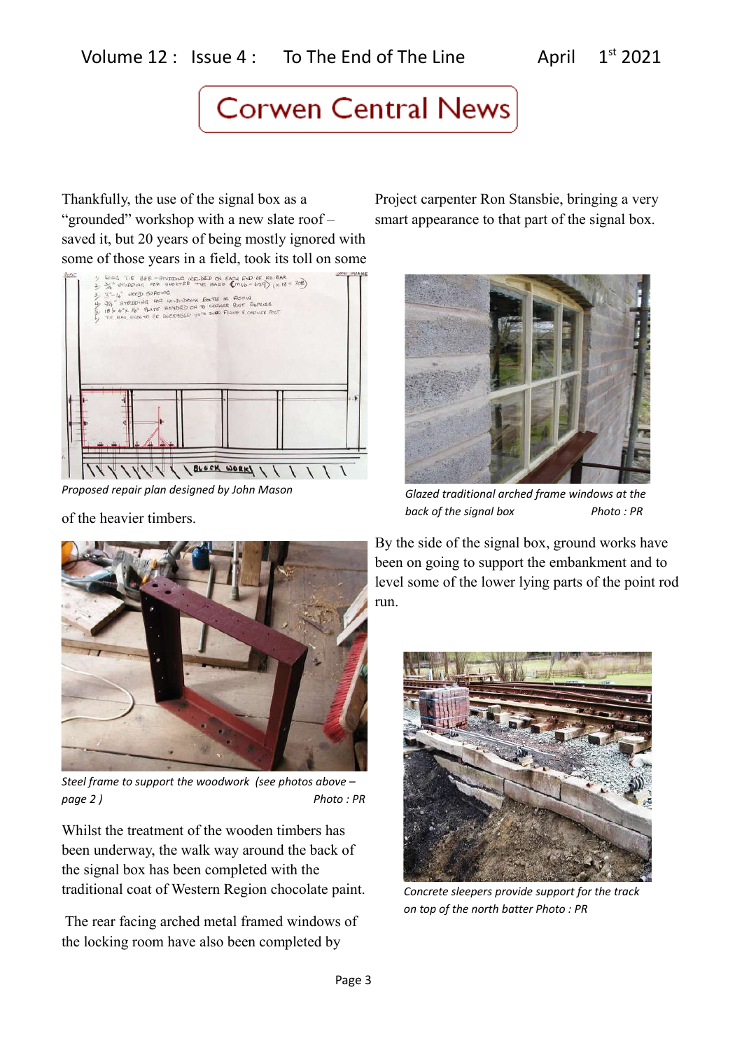# Corwen Central News

Thankfully, the use of the signal box as a "grounded" workshop with a new slate roof – saved it, but 20 years of being mostly ignored with some of those years in a field, took its toll on some of the heavier timbers.

*Proposed repair plan designed by John Mason*

*Steel frame to support the woodwork (see photos above – page 2 ) Photo : PR*

Whilst the treatment of the wooden timbers has been underway, the walk way around the back of the signal box has been completed with the traditional coat of Western Region chocolate paint.

The rear facing arched metal framed windows of the locking room have also been completed by Project carpenter Ron Stansbie, bringing a very smart appearance to that part of the signal box.

*Glazed traditional arched frame windows at the back of the signal box Photo : PR*

By the side of the signal box, ground works have been on going to support the embankment and to level some of the lower lying parts of the point rod run.

*Concrete sleepers provide support for the track on top of the north batter Photo : PR*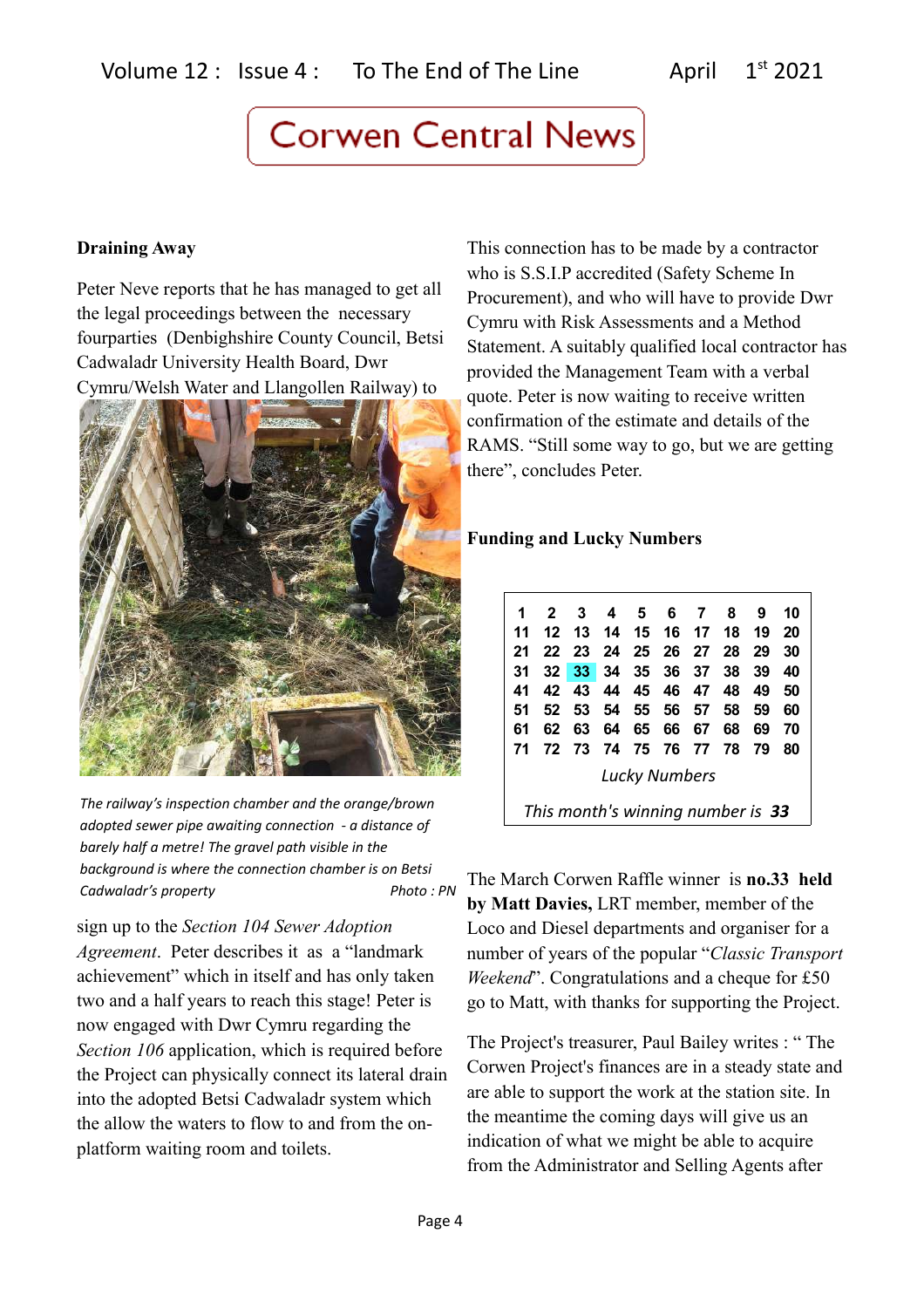# Corwen Central News

### Draining Away

Peter Neve reports that he has managed to get all the legal proceedings between the necessary fourparties (Denbighshire County Council, Betsi Cadwaladr University Health Board, Dwr Cymru/Welsh Water and Llangollen Railway) to sign up to the *Section 104 Sewer Adoption Agreement*. Peter describes it as a "landmark achievement" which in itself and has only taken two and a half years to reach this stage! Peter is now engaged with Dwr Cymru regarding the *Section 106* application, which is required before the Project can physically connect its lateral drain into the adopted Betsi Cadwaladr system which the allow the waters to flow to and from the on-platform waiting room and toilets.

*The railway's inspection chamber and the orange/brown adopted sewer pipe awaiting connection - a distance of barely half a metre! The gravel path visible in the background is where the connection chamber is on Betsi Cadwaladr's property* *Photo : PN*

This connection has to be made by a contractor who is S.S.I.P accredited (Safety Scheme In Procurement), and who will have to provide Dwr Cymru with Risk Assessments and a Method Statement. A suitably qualified local contractor has provided the Management Team with a verbal quote. Peter is now waiting to receive written confirmation of the estimate and details of the RAMS. "Still some way to go, but we are getting there", concludes Peter.

### Funding and Lucky Numbers

| | | | | | | | | | |
|---|---|---|---|---|---|---|---|---|---|
| 1 | 2 | 3 | 4 | 5 | 6 | 7 | 8 | 9 | 10 |
| 11 | 12 | 13 | 14 | 15 | 16 | 17 | 18 | 19 | 20 |
| 21 | 22 | 23 | 24 | 25 | 26 | 27 | 28 | 29 | 30 |
| 31 | 32 | 33 | 34 | 35 | 36 | 37 | 38 | 39 | 40 |
| 41 | 42 | 43 | 44 | 45 | 46 | 47 | 48 | 49 | 50 |
| 51 | 52 | 53 | 54 | 55 | 56 | 57 | 58 | 59 | 60 |
| 61 | 62 | 63 | 64 | 65 | 66 | 67 | 68 | 69 | 70 |
| 71 | 72 | 73 | 74 | 75 | 76 | 77 | 78 | 79 | 80 |

*Lucky Numbers*

*This month's winning number is **33***

The March Corwen Raffle winner is **no.33 held by Matt Davies,** LRT member, member of the Loco and Diesel departments and organiser for a number of years of the popular "*Classic Transport Weekend*". Congratulations and a cheque for £50 go to Matt, with thanks for supporting the Project.

The Project's treasurer, Paul Bailey writes : " The Corwen Project's finances are in a steady state and are able to support the work at the station site. In the meantime the coming days will give us an indication of what we might be able to acquire from the Administrator and Selling Agents after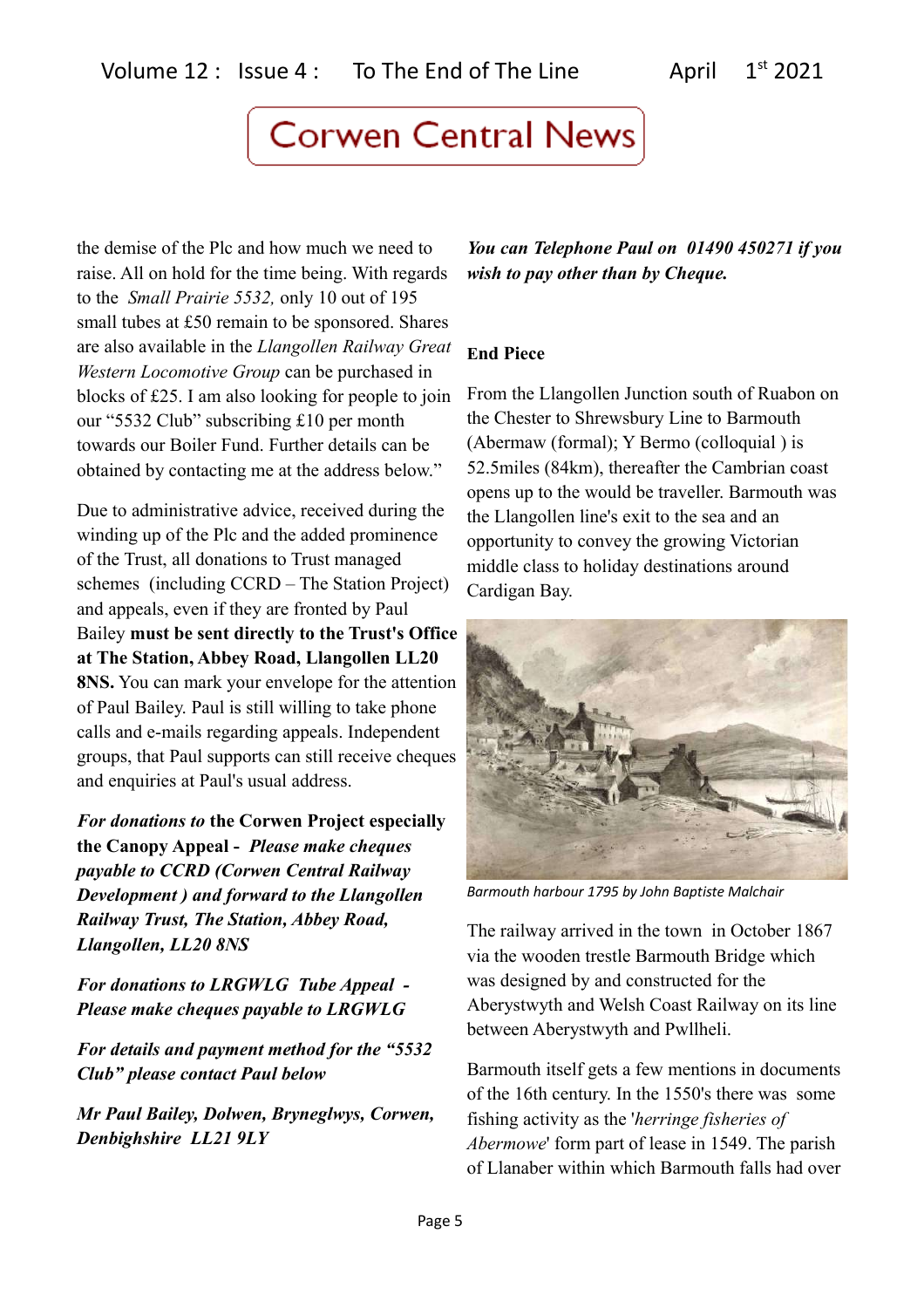the demise of the Plc and how much we need to raise. All on hold for the time being. With regards to the *Small Prairie 5532,* only 10 out of 195 small tubes at £50 remain to be sponsored. Shares are also available in the *Llangollen Railway Great Western Locomotive Group* can be purchased in blocks of £25. I am also looking for people to join our "5532 Club" subscribing £10 per month towards our Boiler Fund. Further details can be obtained by contacting me at the address below."

Due to administrative advice, received during the winding up of the Plc and the added prominence of the Trust, all donations to Trust managed schemes (including CCRD – The Station Project) and appeals, even if they are fronted by Paul Bailey **must be sent directly to the Trust's Office at The Station, Abbey Road, Llangollen LL20 8NS.** You can mark your envelope for the attention of Paul Bailey. Paul is still willing to take phone calls and e-mails regarding appeals. Independent groups, that Paul supports can still receive cheques and enquiries at Paul's usual address.

***For donations to* the Corwen Project especially the Canopy Appeal -** ***Please make cheques payable to CCRD (Corwen Central Railway Development ) and forward to the Llangollen Railway Trust, The Station, Abbey Road, Llangollen, LL20 8NS***

***For donations to LRGWLG Tube Appeal - Please make cheques payable to LRGWLG***

***For details and payment method for the "5532 Club" please contact Paul below***

***Mr Paul Bailey, Dolwen, Bryneglwys, Corwen, Denbighshire LL21 9LY***

***You can Telephone Paul on 01490 450271 if you wish to pay other than by Cheque.***

**End Piece**

From the Llangollen Junction south of Ruabon on the Chester to Shrewsbury Line to Barmouth (Abermaw (formal); Y Bermo (colloquial ) is 52.5miles (84km), thereafter the Cambrian coast opens up to the would be traveller. Barmouth was the Llangollen line's exit to the sea and an opportunity to convey the growing Victorian middle class to holiday destinations around Cardigan Bay.

*Barmouth harbour 1795 by John Baptiste Malchair*

The railway arrived in the town in October 1867 via the wooden trestle Barmouth Bridge which was designed by and constructed for the Aberystwyth and Welsh Coast Railway on its line between Aberystwyth and Pwllheli.

Barmouth itself gets a few mentions in documents of the 16th century. In the 1550's there was some fishing activity as the '*herringe fisheries of Abermowe*' form part of lease in 1549. The parish of Llanaber within which Barmouth falls had over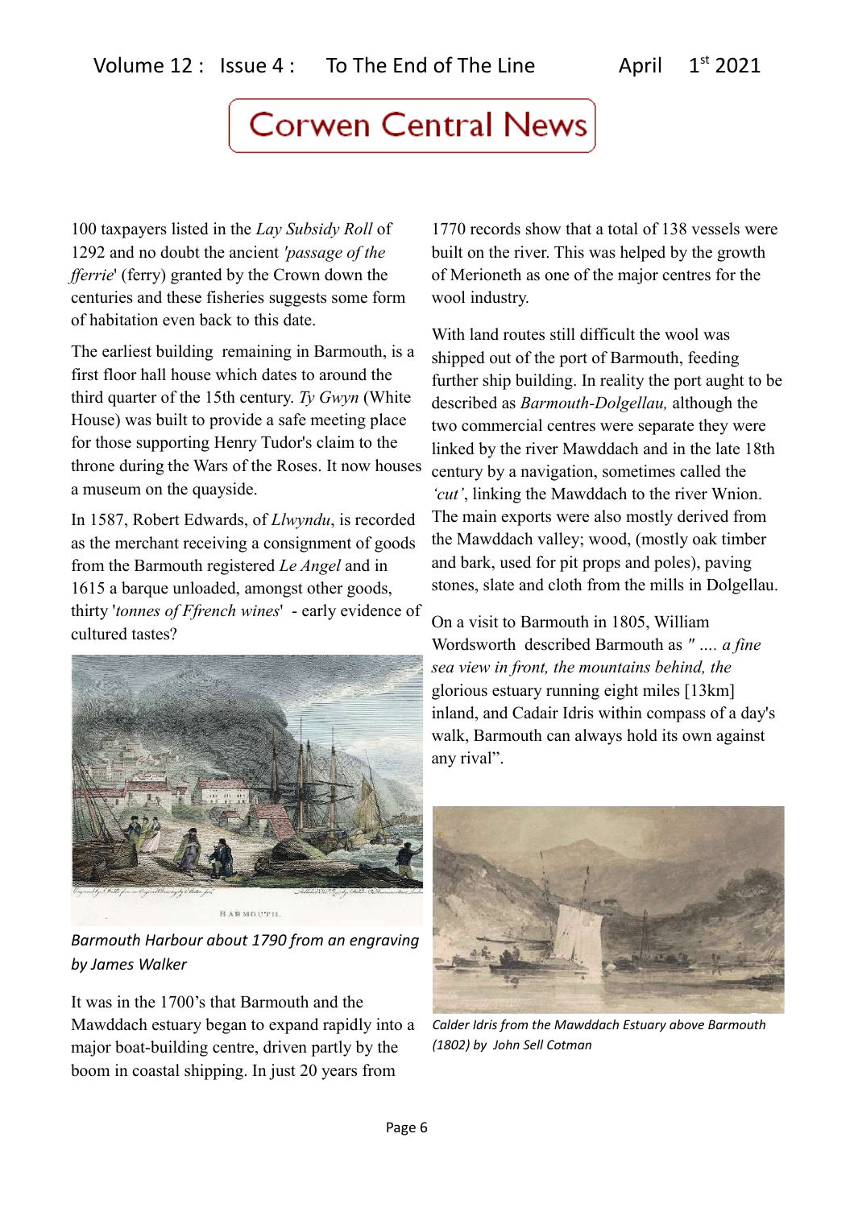100 taxpayers listed in the *Lay Subsidy Roll* of 1292 and no doubt the ancient *'passage of the fferrie*' (ferry) granted by the Crown down the centuries and these fisheries suggests some form of habitation even back to this date.

The earliest building remaining in Barmouth, is a first floor hall house which dates to around the third quarter of the 15th century. *Ty Gwyn* (White House) was built to provide a safe meeting place for those supporting Henry Tudor's claim to the throne during the Wars of the Roses. It now houses a museum on the quayside.

In 1587, Robert Edwards, of *Llwyndu*, is recorded as the merchant receiving a consignment of goods from the Barmouth registered *Le Angel* and in 1615 a barque unloaded, amongst other goods, thirty '*tonnes of Ffrench wines*' - early evidence of cultured tastes?

*Barmouth Harbour about 1790 from an engraving by James Walker*

It was in the 1700's that Barmouth and the Mawddach estuary began to expand rapidly into a major boat-building centre, driven partly by the boom in coastal shipping. In just 20 years from 1770 records show that a total of 138 vessels were built on the river. This was helped by the growth of Merioneth as one of the major centres for the wool industry.

With land routes still difficult the wool was shipped out of the port of Barmouth, feeding further ship building. In reality the port aught to be described as *Barmouth-Dolgellau,* although the two commercial centres were separate they were linked by the river Mawddach and in the late 18th century by a navigation, sometimes called the *'cut'*, linking the Mawddach to the river Wnion. The main exports were also mostly derived from the Mawddach valley; wood, (mostly oak timber and bark, used for pit props and poles), paving stones, slate and cloth from the mills in Dolgellau.

On a visit to Barmouth in 1805, William Wordsworth described Barmouth as *" .... a fine sea view in front, the mountains behind, the* glorious estuary running eight miles [13km] inland, and Cadair Idris within compass of a day's walk, Barmouth can always hold its own against any rival".

*Calder Idris from the Mawddach Estuary above Barmouth (1802) by John Sell Cotman*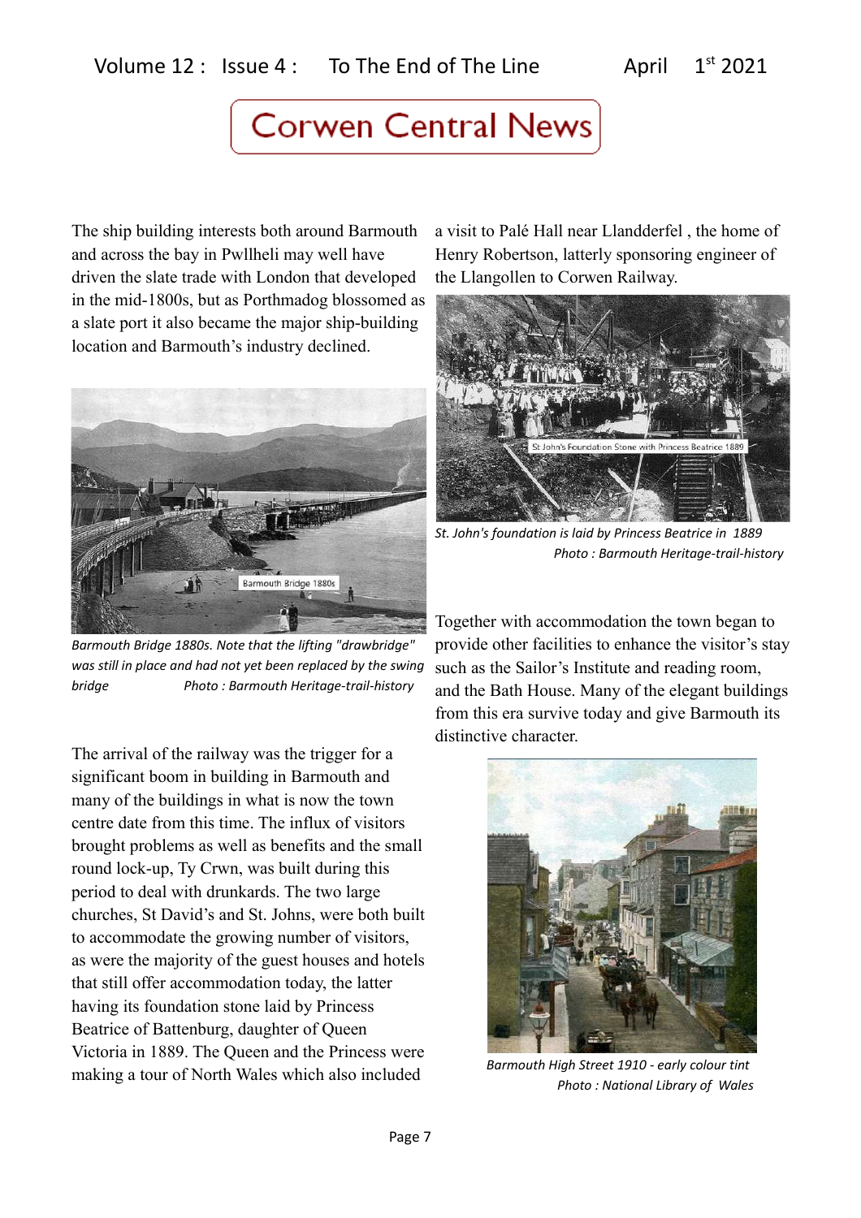# Corwen Central News

The ship building interests both around Barmouth and across the bay in Pwllheli may well have driven the slate trade with London that developed in the mid-1800s, but as Porthmadog blossomed as a slate port it also became the major ship-building location and Barmouth's industry declined.

*Barmouth Bridge 1880s. Note that the lifting "drawbridge" was still in place and had not yet been replaced by the swing bridge Photo : Barmouth Heritage-trail-history*

The arrival of the railway was the trigger for a significant boom in building in Barmouth and many of the buildings in what is now the town centre date from this time. The influx of visitors brought problems as well as benefits and the small round lock-up, Ty Crwn, was built during this period to deal with drunkards. The two large churches, St David's and St. Johns, were both built to accommodate the growing number of visitors, as were the majority of the guest houses and hotels that still offer accommodation today, the latter having its foundation stone laid by Princess Beatrice of Battenburg, daughter of Queen Victoria in 1889. The Queen and the Princess were making a tour of North Wales which also included a visit to Palé Hall near Llandderfel , the home of Henry Robertson, latterly sponsoring engineer of the Llangollen to Corwen Railway.

*St. John's foundation is laid by Princess Beatrice in 1889 Photo : Barmouth Heritage-trail-history*

Together with accommodation the town began to provide other facilities to enhance the visitor's stay such as the Sailor's Institute and reading room, and the Bath House. Many of the elegant buildings from this era survive today and give Barmouth its distinctive character.

*Barmouth High Street 1910 - early colour tint Photo : National Library of Wales*